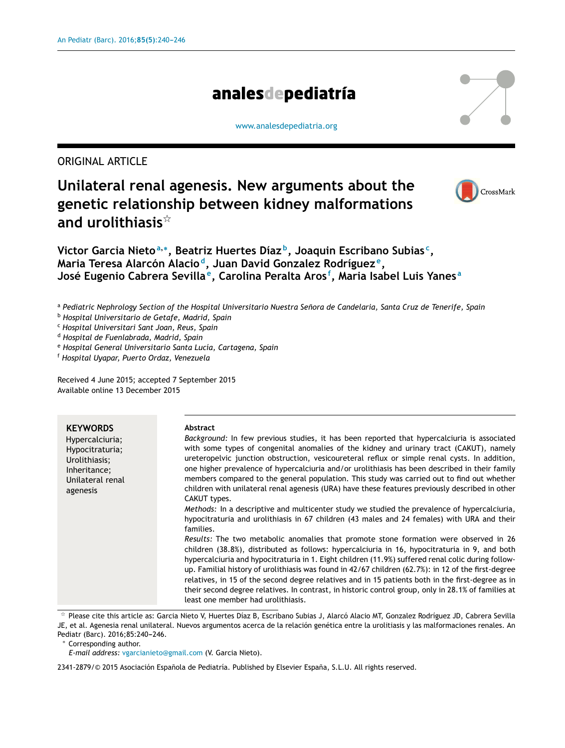ORIGINAL ARTICLE

# Unilateral renal agenesis. New arguments about the genetic relationship between kidney malformations and urolithiasis[☆]

Victor Garcia Nieto[a,*], Beatriz Huertes Díaz[b], Joaquin Escribano Subias[c], Maria Teresa Alarcón Alacio[d], Juan David Gonzalez Rodríguez[e], José Eugenio Cabrera Sevilla[e], Carolina Peralta Aros[f], Maria Isabel Luis Yanes[a]

[a] *Pediatric Nephrology Section of the Hospital Universitario Nuestra Señora de Candelaria, Santa Cruz de Tenerife, Spain*
[b] *Hospital Universitario de Getafe, Madrid, Spain*
[c] *Hospital Universitari Sant Joan, Reus, Spain*
[d] *Hospital de Fuenlabrada, Madrid, Spain*
[e] *Hospital General Universitario Santa Lucía, Cartagena, Spain*
[f] *Hospital Uyapar, Puerto Ordaz, Venezuela*

Received 4 June 2015; accepted 7 September 2015
Available online 13 December 2015

**KEYWORDS**
Hypercalciuria;
Hypocitraturia;
Urolithiasis;
Inheritance;
Unilateral renal agenesis

**Abstract**

*Background:* In few previous studies, it has been reported that hypercalciuria is associated with some types of congenital anomalies of the kidney and urinary tract (CAKUT), namely ureteropelvic junction obstruction, vesicoureteral reflux or simple renal cysts. In addition, one higher prevalence of hypercalciuria and/or urolithiasis has been described in their family members compared to the general population. This study was carried out to find out whether children with unilateral renal agenesis (URA) have these features previously described in other CAKUT types.

*Methods:* In a descriptive and multicenter study we studied the prevalence of hypercalciuria, hypocitraturia and urolithiasis in 67 children (43 males and 24 females) with URA and their families.

*Results:* The two metabolic anomalies that promote stone formation were observed in 26 children (38.8%), distributed as follows: hypercalciuria in 16, hypocitraturia in 9, and both hypercalciuria and hypocitraturia in 1. Eight children (11.9%) suffered renal colic during follow-up. Familial history of urolithiasis was found in 42/67 children (62.7%): in 12 of the first-degree relatives, in 15 of the second degree relatives and in 15 patients both in the first-degree as in their second degree relatives. In contrast, in historic control group, only in 28.1% of families at least one member had urolithiasis.

☆ Please cite this article as: Garcia Nieto V, Huertes Díaz B, Escribano Subias J, Alarcó Alacio MT, Gonzalez Rodríguez JD, Cabrera Sevilla JE, et al. Agenesia renal unilateral. Nuevos argumentos acerca de la relación genética entre la urolitiasis y las malformaciones renales. An Pediatr (Barc). 2016;85:240–246.

\* Corresponding author.
*E-mail address:* vgarcianieto@gmail.com (V. Garcia Nieto).

2341-2879/© 2015 Asociación Española de Pediatría. Published by Elsevier España, S.L.U. All rights reserved.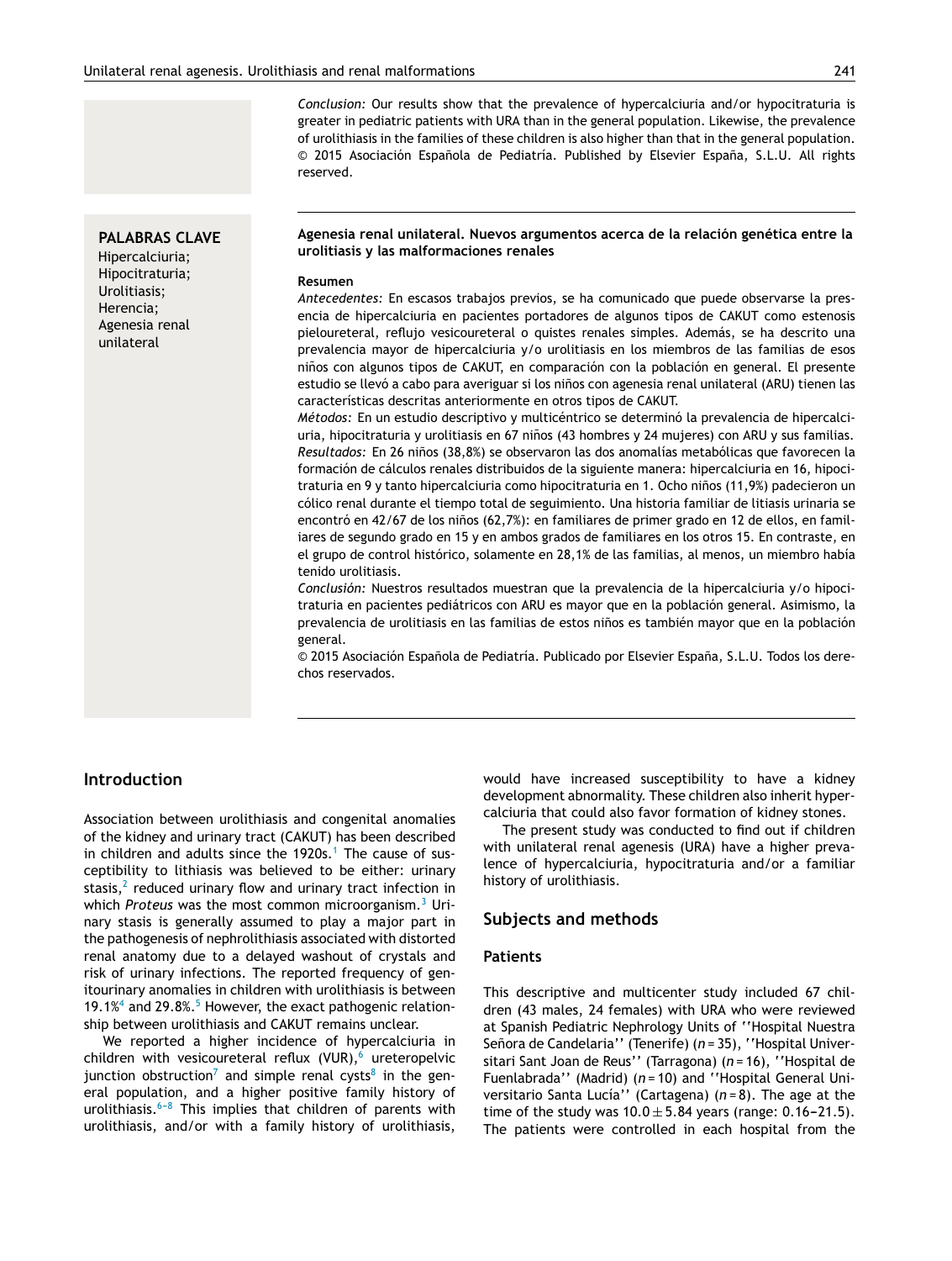*Conclusion:* Our results show that the prevalence of hypercalciuria and/or hypocitraturia is greater in pediatric patients with URA than in the general population. Likewise, the prevalence of urolithiasis in the families of these children is also higher than that in the general population.
© 2015 Asociación Española de Pediatría. Published by Elsevier España, S.L.U. All rights reserved.

**PALABRAS CLAVE**
Hipercalciuria;
Hipocitraturia;
Urolitiasis;
Herencia;
Agenesia renal unilateral

**Agenesia renal unilateral. Nuevos argumentos acerca de la relación genética entre la urolitiasis y las malformaciones renales**

**Resumen**

*Antecedentes:* En escasos trabajos previos, se ha comunicado que puede observarse la presencia de hipercalciuria en pacientes portadores de algunos tipos de CAKUT como estenosis pieloureteral, reflujo vesicoureteral o quistes renales simples. Además, se ha descrito una prevalencia mayor de hipercalciuria y/o urolitiasis en los miembros de las familias de esos niños con algunos tipos de CAKUT, en comparación con la población en general. El presente estudio se llevó a cabo para averiguar si los niños con agenesia renal unilateral (ARU) tienen las características descritas anteriormente en otros tipos de CAKUT.

*Métodos:* En un estudio descriptivo y multicéntrico se determinó la prevalencia de hipercalciuria, hipocitraturia y urolitiasis en 67 niños (43 hombres y 24 mujeres) con ARU y sus familias.

*Resultados:* En 26 niños (38,8%) se observaron las dos anomalías metabólicas que favorecen la formación de cálculos renales distribuidos de la siguiente manera: hipercalciuria en 16, hipocitraturia en 9 y tanto hipercalciuria como hipocitraturia en 1. Ocho niños (11,9%) padecieron un cólico renal durante el tiempo total de seguimiento. Una historia familiar de litiasis urinaria se encontró en 42/67 de los niños (62,7%): en familiares de primer grado en 12 de ellos, en familiares de segundo grado en 15 y en ambos grados de familiares en los otros 15. En contraste, en el grupo de control histórico, solamente en 28,1% de las familias, al menos, un miembro había tenido urolitiasis.

*Conclusión:* Nuestros resultados muestran que la prevalencia de la hipercalciuria y/o hipocitraturia en pacientes pediátricos con ARU es mayor que en la población general. Asimismo, la prevalencia de urolitiasis en las familias de estos niños es también mayor que en la población general.
© 2015 Asociación Española de Pediatría. Publicado por Elsevier España, S.L.U. Todos los derechos reservados.

## Introduction

Association between urolithiasis and congenital anomalies of the kidney and urinary tract (CAKUT) has been described in children and adults since the 1920s.[1] The cause of susceptibility to lithiasis was believed to be either: urinary stasis,[2] reduced urinary flow and urinary tract infection in which *Proteus* was the most common microorganism.[3] Urinary stasis is generally assumed to play a major part in the pathogenesis of nephrolithiasis associated with distorted renal anatomy due to a delayed washout of crystals and risk of urinary infections. The reported frequency of genitourinary anomalies in children with urolithiasis is between 19.1%[4] and 29.8%.[5] However, the exact pathogenic relationship between urolithiasis and CAKUT remains unclear.

We reported a higher incidence of hypercalciuria in children with vesicoureteral reflux (VUR),[6] ureteropelvic junction obstruction[7] and simple renal cysts[8] in the general population, and a higher positive family history of urolithiasis.[6–8] This implies that children of parents with urolithiasis, and/or with a family history of urolithiasis, would have increased susceptibility to have a kidney development abnormality. These children also inherit hypercalciuria that could also favor formation of kidney stones.

The present study was conducted to find out if children with unilateral renal agenesis (URA) have a higher prevalence of hypercalciuria, hypocitraturia and/or a familiar history of urolithiasis.

## Subjects and methods

### Patients

This descriptive and multicenter study included 67 children (43 males, 24 females) with URA who were reviewed at Spanish Pediatric Nephrology Units of ''Hospital Nuestra Señora de Candelaria'' (Tenerife) ($n = 35$), ''Hospital Universitari Sant Joan de Reus'' (Tarragona) ($n = 16$), ''Hospital de Fuenlabrada'' (Madrid) ($n = 10$) and ''Hospital General Universitario Santa Lucía'' (Cartagena) ($n = 8$). The age at the time of the study was $10.0 \pm 5.84$ years (range: 0.16–21.5). The patients were controlled in each hospital from the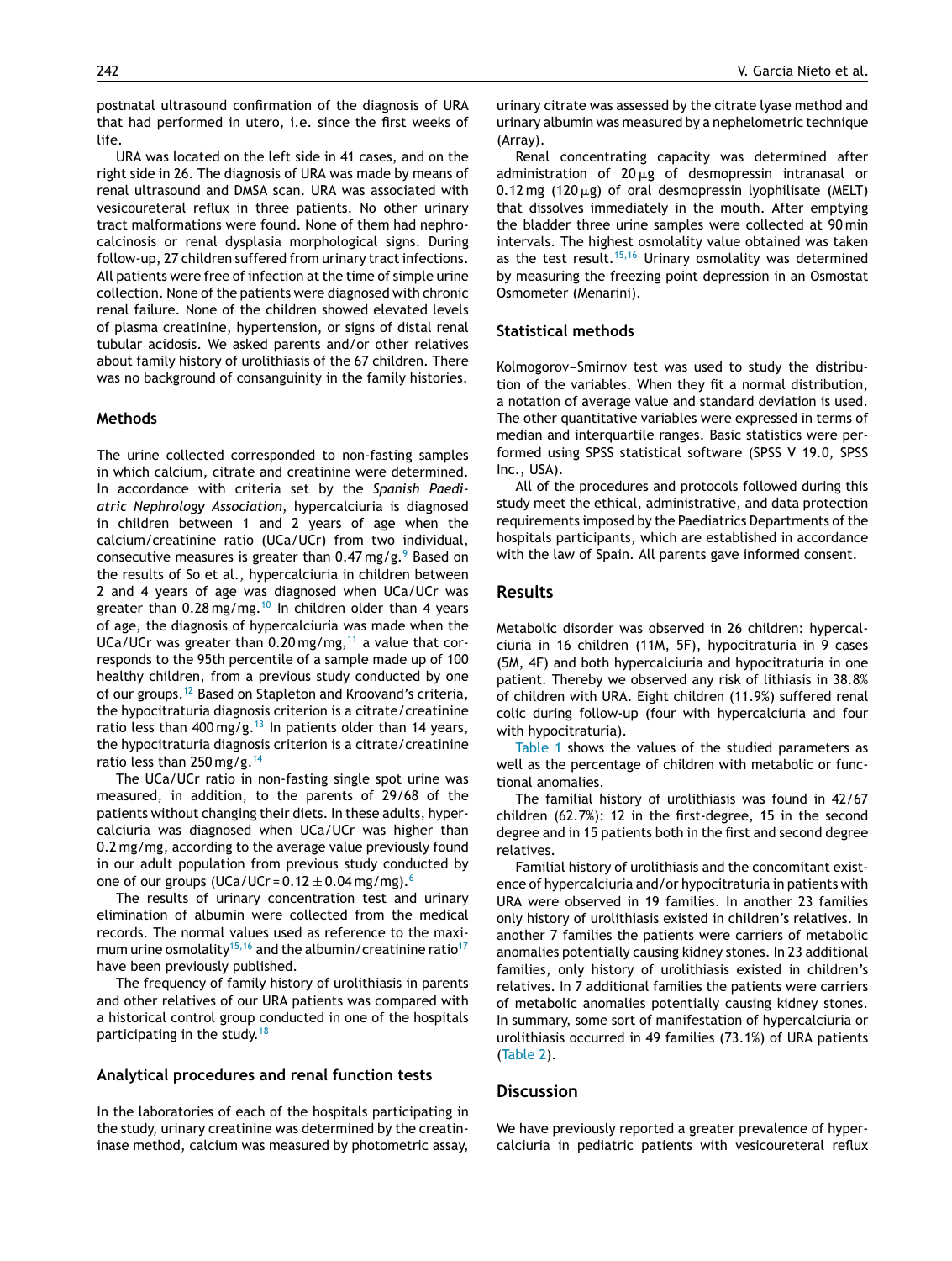postnatal ultrasound confirmation of the diagnosis of URA that had performed in utero, i.e. since the first weeks of life.

URA was located on the left side in 41 cases, and on the right side in 26. The diagnosis of URA was made by means of renal ultrasound and DMSA scan. URA was associated with vesicoureteral reflux in three patients. No other urinary tract malformations were found. None of them had nephrocalcinosis or renal dysplasia morphological signs. During follow-up, 27 children suffered from urinary tract infections. All patients were free of infection at the time of simple urine collection. None of the patients were diagnosed with chronic renal failure. None of the children showed elevated levels of plasma creatinine, hypertension, or signs of distal renal tubular acidosis. We asked parents and/or other relatives about family history of urolithiasis of the 67 children. There was no background of consanguinity in the family histories.

## Methods

The urine collected corresponded to non-fasting samples in which calcium, citrate and creatinine were determined. In accordance with criteria set by the *Spanish Paediatric Nephrology Association,* hypercalciuria is diagnosed in children between 1 and 2 years of age when the calcium/creatinine ratio (UCa/UCr) from two individual, consecutive measures is greater than 0.47 mg/g.[9] Based on the results of So et al., hypercalciuria in children between 2 and 4 years of age was diagnosed when UCa/UCr was greater than 0.28 mg/mg.[10] In children older than 4 years of age, the diagnosis of hypercalciuria was made when the UCa/UCr was greater than 0.20 mg/mg,[11] a value that corresponds to the 95th percentile of a sample made up of 100 healthy children, from a previous study conducted by one of our groups.[12] Based on Stapleton and Kroovand's criteria, the hypocitraturia diagnosis criterion is a citrate/creatinine ratio less than 400 mg/g.[13] In patients older than 14 years, the hypocitraturia diagnosis criterion is a citrate/creatinine ratio less than 250 mg/g.[14]

The UCa/UCr ratio in non-fasting single spot urine was measured, in addition, to the parents of 29/68 of the patients without changing their diets. In these adults, hypercalciuria was diagnosed when UCa/UCr was higher than 0.2 mg/mg, according to the average value previously found in our adult population from previous study conducted by one of our groups (UCa/UCr = 0.12 ± 0.04 mg/mg).[6]

The results of urinary concentration test and urinary elimination of albumin were collected from the medical records. The normal values used as reference to the maximum urine osmolality[15,16] and the albumin/creatinine ratio[17] have been previously published.

The frequency of family history of urolithiasis in parents and other relatives of our URA patients was compared with a historical control group conducted in one of the hospitals participating in the study.[18]

### Analytical procedures and renal function tests

In the laboratories of each of the hospitals participating in the study, urinary creatinine was determined by the creatininase method, calcium was measured by photometric assay, urinary citrate was assessed by the citrate lyase method and urinary albumin was measured by a nephelometric technique (Array).

Renal concentrating capacity was determined after administration of 20 μg of desmopressin intranasal or 0.12 mg (120 μg) of oral desmopressin lyophilisate (MELT) that dissolves immediately in the mouth. After emptying the bladder three urine samples were collected at 90 min intervals. The highest osmolality value obtained was taken as the test result.[15,16] Urinary osmolality was determined by measuring the freezing point depression in an Osmostat Osmometer (Menarini).

### Statistical methods

Kolmogorov–Smirnov test was used to study the distribution of the variables. When they fit a normal distribution, a notation of average value and standard deviation is used. The other quantitative variables were expressed in terms of median and interquartile ranges. Basic statistics were performed using SPSS statistical software (SPSS V 19.0, SPSS Inc., USA).

All of the procedures and protocols followed during this study meet the ethical, administrative, and data protection requirements imposed by the Paediatrics Departments of the hospitals participants, which are established in accordance with the law of Spain. All parents gave informed consent.

## Results

Metabolic disorder was observed in 26 children: hypercalciuria in 16 children (11M, 5F), hypocitraturia in 9 cases (5M, 4F) and both hypercalciuria and hypocitraturia in one patient. Thereby we observed any risk of lithiasis in 38.8% of children with URA. Eight children (11.9%) suffered renal colic during follow-up (four with hypercalciuria and four with hypocitraturia).

Table 1 shows the values of the studied parameters as well as the percentage of children with metabolic or functional anomalies.

The familial history of urolithiasis was found in 42/67 children (62.7%): 12 in the first-degree, 15 in the second degree and in 15 patients both in the first and second degree relatives.

Familial history of urolithiasis and the concomitant existence of hypercalciuria and/or hypocitraturia in patients with URA were observed in 19 families. In another 23 families only history of urolithiasis existed in children's relatives. In another 7 families the patients were carriers of metabolic anomalies potentially causing kidney stones. In 23 additional families, only history of urolithiasis existed in children's relatives. In 7 additional families the patients were carriers of metabolic anomalies potentially causing kidney stones. In summary, some sort of manifestation of hypercalciuria or urolithiasis occurred in 49 families (73.1%) of URA patients (Table 2).

## Discussion

We have previously reported a greater prevalence of hypercalciuria in pediatric patients with vesicoureteral reflux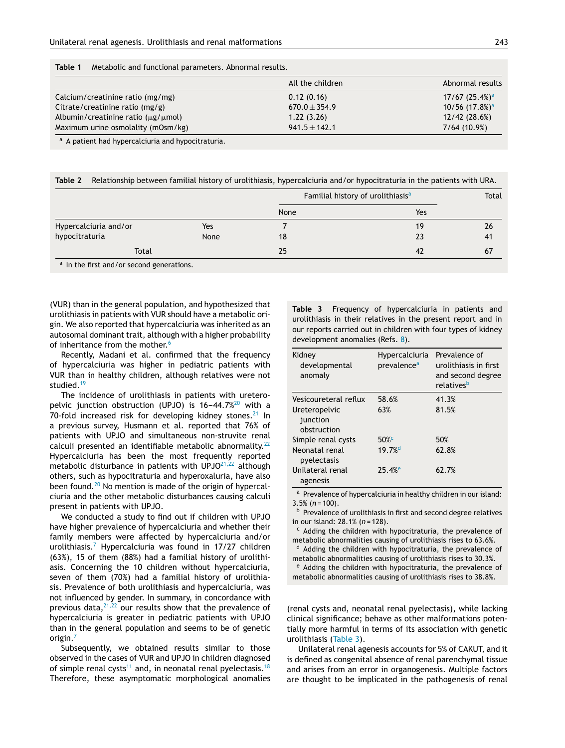**Table 1** Metabolic and functional parameters. Abnormal results.

| | All the children | Abnormal results |
|---|---|---|
| Calcium/creatinine ratio (mg/mg) | 0.12 (0.16) | 17/67 (25.4%)[a] |
| Citrate/creatinine ratio (mg/g) | 670.0 ± 354.9 | 10/56 (17.8%)[a] |
| Albumin/creatinine ratio (μg/μmol) | 1.22 (3.26) | 12/42 (28.6%) |
| Maximum urine osmolality (mOsm/kg) | 941.5 ± 142.1 | 7/64 (10.9%) |

[a] A patient had hypercalciuria and hypocitraturia.

**Table 2** Relationship between familial history of urolithiasis, hypercalciuria and/or hypocitraturia in the patients with URA.

| | | Familial history of urolithiasis[a] | | Total |
|---|---|---|---|---|
| | | None | Yes | |
| Hypercalciuria and/or hypocitraturia | Yes | 7 | 19 | 26 |
| | None | 18 | 23 | 41 |
| Total | | 25 | 42 | 67 |

[a] In the first and/or second generations.

(VUR) than in the general population, and hypothesized that urolithiasis in patients with VUR should have a metabolic origin. We also reported that hypercalciuria was inherited as an autosomal dominant trait, although with a higher probability of inheritance from the mother.[6]

Recently, Madani et al. confirmed that the frequency of hypercalciuria was higher in pediatric patients with VUR than in healthy children, although relatives were not studied.[19]

The incidence of urolithiasis in patients with ureteropelvic junction obstruction (UPJO) is 16–44.7%[20] with a 70-fold increased risk for developing kidney stones.[21] In a previous survey, Husmann et al. reported that 76% of patients with UPJO and simultaneous non-struvite renal calculi presented an identifiable metabolic abnormality.[22] Hypercalciuria has been the most frequently reported metabolic disturbance in patients with UPJO[21,22] although others, such as hypocitraturia and hyperoxaluria, have also been found.[20] No mention is made of the origin of hypercalciuria and the other metabolic disturbances causing calculi present in patients with UPJO.

We conducted a study to find out if children with UPJO have higher prevalence of hypercalciuria and whether their family members were affected by hypercalciuria and/or urolithiasis.[7] Hypercalciuria was found in 17/27 children (63%), 15 of them (88%) had a familial history of urolithiasis. Concerning the 10 children without hypercalciuria, seven of them (70%) had a familial history of urolithiasis. Prevalence of both urolithiasis and hypercalciuria, was not influenced by gender. In summary, in concordance with previous data,[21,22] our results show that the prevalence of hypercalciuria is greater in pediatric patients with UPJO than in the general population and seems to be of genetic origin.[7]

Subsequently, we obtained results similar to those observed in the cases of VUR and UPJO in children diagnosed of simple renal cysts[11] and, in neonatal renal pyelectasis.[18] Therefore, these asymptomatic morphological anomalies (renal cysts and, neonatal renal pyelectasis), while lacking clinical significance; behave as other malformations potentially more harmful in terms of its association with genetic urolithiasis (Table 3).

**Table 3** Frequency of hypercalciuria in patients and urolithiasis in their relatives in the present report and in our reports carried out in children with four types of kidney development anomalies (Refs. 8).

| Kidney developmental anomaly | Hypercalciuria prevalence[a] | Prevalence of urolithiasis in first and second degree relatives[b] |
|---|---|---|
| Vesicoureteral reflux | 58.6% | 41.3% |
| Ureteropelvic junction obstruction | 63% | 81.5% |
| Simple renal cysts | 50%[c] | 50% |
| Neonatal renal pyelectasis | 19.7%[d] | 62.8% |
| Unilateral renal agenesis | 25.4%[e] | 62.7% |

[a] Prevalence of hypercalciuria in healthy children in our island: 3.5% ($n = 100$).
[b] Prevalence of urolithiasis in first and second degree relatives in our island: 28.1% ($n = 128$).
[c] Adding the children with hypocitraturia, the prevalence of metabolic abnormalities causing of urolithiasis rises to 63.6%.
[d] Adding the children with hypocitraturia, the prevalence of metabolic abnormalities causing of urolithiasis rises to 30.3%.
[e] Adding the children with hypocitraturia, the prevalence of metabolic abnormalities causing of urolithiasis rises to 38.8%.

Unilateral renal agenesis accounts for 5% of CAKUT, and it is defined as congenital absence of renal parenchymal tissue and arises from an error in organogenesis. Multiple factors are thought to be implicated in the pathogenesis of renal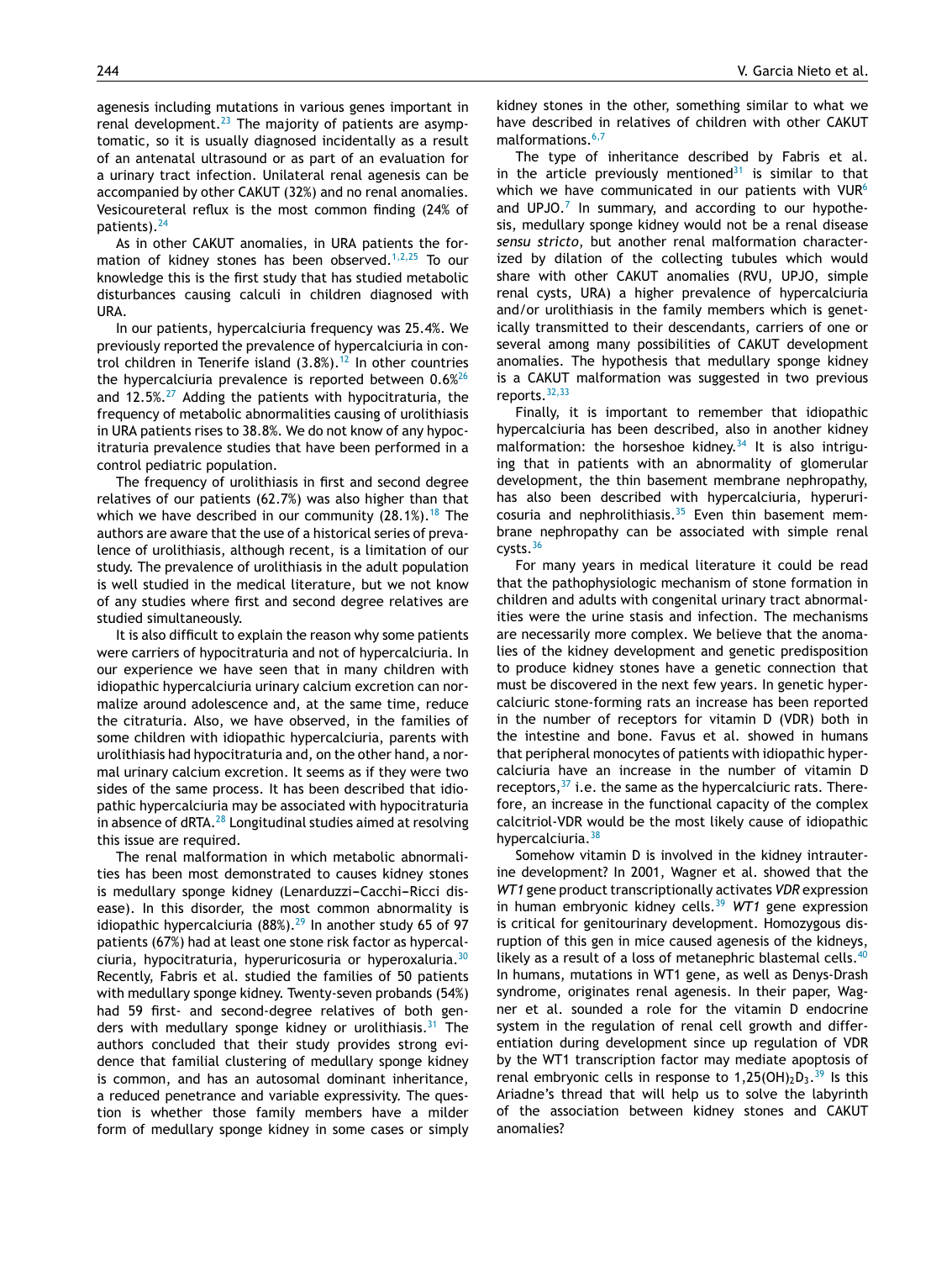agenesis including mutations in various genes important in renal development.[23] The majority of patients are asymptomatic, so it is usually diagnosed incidentally as a result of an antenatal ultrasound or as part of an evaluation for a urinary tract infection. Unilateral renal agenesis can be accompanied by other CAKUT (32%) and no renal anomalies. Vesicoureteral reflux is the most common finding (24% of patients).[24]

As in other CAKUT anomalies, in URA patients the formation of kidney stones has been observed.[1,2,25] To our knowledge this is the first study that has studied metabolic disturbances causing calculi in children diagnosed with URA.

In our patients, hypercalciuria frequency was 25.4%. We previously reported the prevalence of hypercalciuria in control children in Tenerife island (3.8%).[12] In other countries the hypercalciuria prevalence is reported between 0.6%[26] and 12.5%.[27] Adding the patients with hypocitraturia, the frequency of metabolic abnormalities causing of urolithiasis in URA patients rises to 38.8%. We do not know of any hypocitraturia prevalence studies that have been performed in a control pediatric population.

The frequency of urolithiasis in first and second degree relatives of our patients (62.7%) was also higher than that which we have described in our community (28.1%).[18] The authors are aware that the use of a historical series of prevalence of urolithiasis, although recent, is a limitation of our study. The prevalence of urolithiasis in the adult population is well studied in the medical literature, but we not know of any studies where first and second degree relatives are studied simultaneously.

It is also difficult to explain the reason why some patients were carriers of hypocitraturia and not of hypercalciuria. In our experience we have seen that in many children with idiopathic hypercalciuria urinary calcium excretion can normalize around adolescence and, at the same time, reduce the citraturia. Also, we have observed, in the families of some children with idiopathic hypercalciuria, parents with urolithiasis had hypocitraturia and, on the other hand, a normal urinary calcium excretion. It seems as if they were two sides of the same process. It has been described that idiopathic hypercalciuria may be associated with hypocitraturia in absence of dRTA.[28] Longitudinal studies aimed at resolving this issue are required.

The renal malformation in which metabolic abnormalities has been most demonstrated to causes kidney stones is medullary sponge kidney (Lenarduzzi–Cacchi–Ricci disease). In this disorder, the most common abnormality is idiopathic hypercalciuria (88%).[29] In another study 65 of 97 patients (67%) had at least one stone risk factor as hypercalciuria, hypocitraturia, hyperuricosuria or hyperoxaluria.[30] Recently, Fabris et al. studied the families of 50 patients with medullary sponge kidney. Twenty-seven probands (54%) had 59 first- and second-degree relatives of both genders with medullary sponge kidney or urolithiasis.[31] The authors concluded that their study provides strong evidence that familial clustering of medullary sponge kidney is common, and has an autosomal dominant inheritance, a reduced penetrance and variable expressivity. The question is whether those family members have a milder form of medullary sponge kidney in some cases or simply kidney stones in the other, something similar to what we have described in relatives of children with other CAKUT malformations.[6,7]

The type of inheritance described by Fabris et al. in the article previously mentioned[31] is similar to that which we have communicated in our patients with VUR[6] and UPJO.[7] In summary, and according to our hypothesis, medullary sponge kidney would not be a renal disease *sensu stricto*, but another renal malformation characterized by dilation of the collecting tubules which would share with other CAKUT anomalies (RVU, UPJO, simple renal cysts, URA) a higher prevalence of hypercalciuria and/or urolithiasis in the family members which is genetically transmitted to their descendants, carriers of one or several among many possibilities of CAKUT development anomalies. The hypothesis that medullary sponge kidney is a CAKUT malformation was suggested in two previous reports.[32,33]

Finally, it is important to remember that idiopathic hypercalciuria has been described, also in another kidney malformation: the horseshoe kidney.[34] It is also intriguing that in patients with an abnormality of glomerular development, the thin basement membrane nephropathy, has also been described with hypercalciuria, hyperuricosuria and nephrolithiasis.[35] Even thin basement membrane nephropathy can be associated with simple renal cysts.[36]

For many years in medical literature it could be read that the pathophysiologic mechanism of stone formation in children and adults with congenital urinary tract abnormalities were the urine stasis and infection. The mechanisms are necessarily more complex. We believe that the anomalies of the kidney development and genetic predisposition to produce kidney stones have a genetic connection that must be discovered in the next few years. In genetic hypercalciuric stone-forming rats an increase has been reported in the number of receptors for vitamin D (VDR) both in the intestine and bone. Favus et al. showed in humans that peripheral monocytes of patients with idiopathic hypercalciuria have an increase in the number of vitamin D receptors,[37] i.e. the same as the hypercalciuric rats. Therefore, an increase in the functional capacity of the complex calcitriol-VDR would be the most likely cause of idiopathic hypercalciuria.[38]

Somehow vitamin D is involved in the kidney intrauterine development? In 2001, Wagner et al. showed that the *WT1* gene product transcriptionally activates *VDR* expression in human embryonic kidney cells.[39] *WT1* gene expression is critical for genitourinary development. Homozygous disruption of this gene in mice caused agenesis of the kidneys, likely as a result of a loss of metanephric blastemal cells.[40] In humans, mutations in WT1 gene, as well as Denys-Drash syndrome, originates renal agenesis. In their paper, Wagner et al. sounded a role for the vitamin D endocrine system in the regulation of renal cell growth and differentiation during development since up regulation of VDR by the WT1 transcription factor may mediate apoptosis of renal embryonic cells in response to $1,25(OH)_2D_3$.[39] Is this Ariadne's thread that will help us to solve the labyrinth of the association between kidney stones and CAKUT anomalies?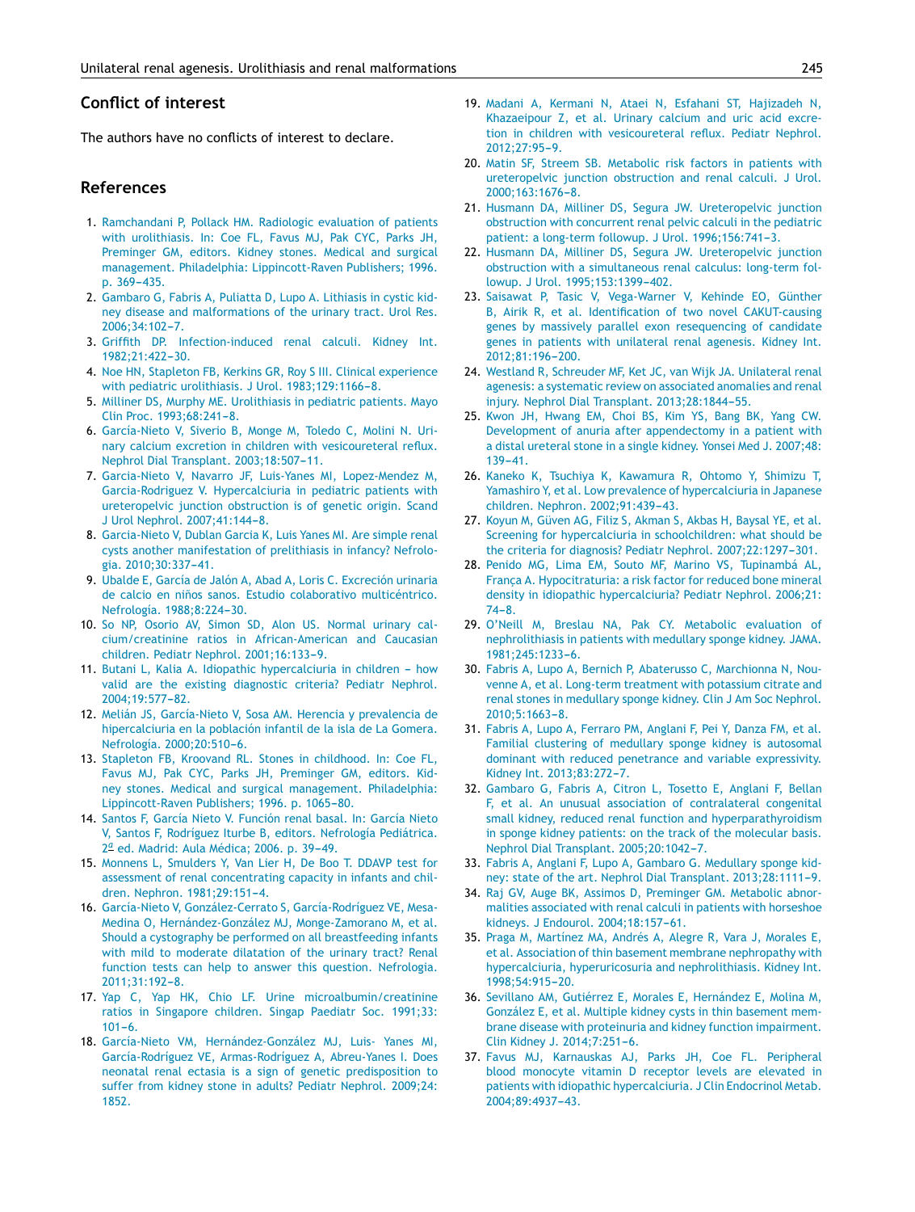## Conflict of interest

The authors have no conflicts of interest to declare.

## References

1. Ramchandani P, Pollack HM. Radiologic evaluation of patients with urolithiasis. In: Coe FL, Favus MJ, Pak CYC, Parks JH, Preminger GM, editors. Kidney stones. Medical and surgical management. Philadelphia: Lippincott-Raven Publishers; 1996. p. 369–435.
2. Gambaro G, Fabris A, Puliatta D, Lupo A. Lithiasis in cystic kidney disease and malformations of the urinary tract. Urol Res. 2006;34:102–7.
3. Griffith DP. Infection-induced renal calculi. Kidney Int. 1982;21:422–30.
4. Noe HN, Stapleton FB, Kerkins GR, Roy S III. Clinical experience with pediatric urolithiasis. J Urol. 1983;129:1166–8.
5. Milliner DS, Murphy ME. Urolithiasis in pediatric patients. Mayo Clin Proc. 1993;68:241–8.
6. García-Nieto V, Siverio B, Monge M, Toledo C, Molini N. Urinary calcium excretion in children with vesicoureteral reflux. Nephrol Dial Transplant. 2003;18:507–11.
7. Garcia-Nieto V, Navarro JF, Luis-Yanes MI, Lopez-Mendez M, Garcia-Rodriguez V. Hypercalciuria in pediatric patients with ureteropelvic junction obstruction is of genetic origin. Scand J Urol Nephrol. 2007;41:144–8.
8. Garcia-Nieto V, Dublan Garcia K, Luis Yanes MI. Are simple renal cysts another manifestation of prelithiasis in infancy? Nefrología. 2010;30:337–41.
9. Ubalde E, García de Jalón A, Abad A, Loris C. Excreción urinaria de calcio en niños sanos. Estudio colaborativo multicéntrico. Nefrología. 1988;8:224–30.
10. So NP, Osorio AV, Simon SD, Alon US. Normal urinary calcium/creatinine ratios in African-American and Caucasian children. Pediatr Nephrol. 2001;16:133–9.
11. Butani L, Kalia A. Idiopathic hypercalciuria in children – how valid are the existing diagnostic criteria? Pediatr Nephrol. 2004;19:577–82.
12. Melián JS, García-Nieto V, Sosa AM. Herencia y prevalencia de hipercalciuria en la población infantil de la isla de La Gomera. Nefrología. 2000;20:510–6.
13. Stapleton FB, Kroovand RL. Stones in childhood. In: Coe FL, Favus MJ, Pak CYC, Parks JH, Preminger GM, editors. Kidney stones. Medical and surgical management. Philadelphia: Lippincott-Raven Publishers; 1996. p. 1065–80.
14. Santos F, García Nieto V. Función renal basal. In: García Nieto V, Santos F, Rodríguez Iturbe B, editors. Nefrología Pediátrica. 2ª ed. Madrid: Aula Médica; 2006. p. 39–49.
15. Monnens L, Smulders Y, Van Lier H, De Boo T. DDAVP test for assessment of renal concentrating capacity in infants and children. Nephron. 1981;29:151–4.
16. García-Nieto V, González-Cerrato S, García-Rodríguez VE, Mesa-Medina O, Hernández-González MJ, Monge-Zamorano M, et al. Should a cystography be performed on all breastfeeding infants with mild to moderate dilatation of the urinary tract? Renal function tests can help to answer this question. Nefrologia. 2011;31:192–8.
17. Yap C, Yap HK, Chio LF. Urine microalbumin/creatinine ratios in Singapore children. Singap Paediatr Soc. 1991;33:101–6.
18. García-Nieto VM, Hernández-González MJ, Luis- Yanes MI, García-Rodríguez VE, Armas-Rodríguez A, Abreu-Yanes I. Does neonatal renal ectasia is a sign of genetic predisposition to suffer from kidney stone in adults? Pediatr Nephrol. 2009;24:1852.
19. Madani A, Kermani N, Ataei N, Esfahani ST, Hajizadeh N, Khazaeipour Z, et al. Urinary calcium and uric acid excretion in children with vesicoureteral reflux. Pediatr Nephrol. 2012;27:95–9.
20. Matin SF, Streem SB. Metabolic risk factors in patients with ureteropelvic junction obstruction and renal calculi. J Urol. 2000;163:1676–8.
21. Husmann DA, Milliner DS, Segura JW. Ureteropelvic junction obstruction with concurrent renal pelvic calculi in the pediatric patient: a long-term followup. J Urol. 1996;156:741–3.
22. Husmann DA, Milliner DS, Segura JW. Ureteropelvic junction obstruction with a simultaneous renal calculus: long-term followup. J Urol. 1995;153:1399–402.
23. Saisawat P, Tasic V, Vega-Warner V, Kehinde EO, Günther B, Airik R, et al. Identification of two novel CAKUT-causing genes by massively parallel exon resequencing of candidate genes in patients with unilateral renal agenesis. Kidney Int. 2012;81:196–200.
24. Westland R, Schreuder MF, Ket JC, van Wijk JA. Unilateral renal agenesis: a systematic review on associated anomalies and renal injury. Nephrol Dial Transplant. 2013;28:1844–55.
25. Kwon JH, Hwang EM, Choi BS, Kim YS, Bang BK, Yang CW. Development of anuria after appendectomy in a patient with a distal ureteral stone in a single kidney. Yonsei Med J. 2007;48:139–41.
26. Kaneko K, Tsuchiya K, Kawamura R, Ohtomo Y, Shimizu T, Yamashiro Y, et al. Low prevalence of hypercalciuria in Japanese children. Nephron. 2002;91:439–43.
27. Koyun M, Güven AG, Filiz S, Akman S, Akbas H, Baysal YE, et al. Screening for hypercalciuria in schoolchildren: what should be the criteria for diagnosis? Pediatr Nephrol. 2007;22:1297–301.
28. Penido MG, Lima EM, Souto MF, Marino VS, Tupinambá AL, França A. Hypocitraturia: a risk factor for reduced bone mineral density in idiopathic hypercalciuria? Pediatr Nephrol. 2006;21:74–8.
29. O'Neill M, Breslau NA, Pak CY. Metabolic evaluation of nephrolithiasis in patients with medullary sponge kidney. JAMA. 1981;245:1233–6.
30. Fabris A, Lupo A, Bernich P, Abaterusso C, Marchionna N, Nouvenne A, et al. Long-term treatment with potassium citrate and renal stones in medullary sponge kidney. Clin J Am Soc Nephrol. 2010;5:1663–8.
31. Fabris A, Lupo A, Ferraro PM, Anglani F, Pei Y, Danza FM, et al. Familial clustering of medullary sponge kidney is autosomal dominant with reduced penetrance and variable expressivity. Kidney Int. 2013;83:272–7.
32. Gambaro G, Fabris A, Citron L, Tosetto E, Anglani F, Bellan F, et al. An unusual association of contralateral congenital small kidney, reduced renal function and hyperparathyroidism in sponge kidney patients: on the track of the molecular basis. Nephrol Dial Transplant. 2005;20:1042–7.
33. Fabris A, Anglani F, Lupo A, Gambaro G. Medullary sponge kidney: state of the art. Nephrol Dial Transplant. 2013;28:1111–9.
34. Raj GV, Auge BK, Assimos D, Preminger GM. Metabolic abnormalities associated with renal calculi in patients with horseshoe kidneys. J Endourol. 2004;18:157–61.
35. Praga M, Martínez MA, Andrés A, Alegre R, Vara J, Morales E, et al. Association of thin basement membrane nephropathy with hypercalciuria, hyperuricosuria and nephrolithiasis. Kidney Int. 1998;54:915–20.
36. Sevillano AM, Gutiérrez E, Morales E, Hernández E, Molina M, González E, et al. Multiple kidney cysts in thin basement membrane disease with proteinuria and kidney function impairment. Clin Kidney J. 2014;7:251–6.
37. Favus MJ, Karnauskas AJ, Parks JH, Coe FL. Peripheral blood monocyte vitamin D receptor levels are elevated in patients with idiopathic hypercalciuria. J Clin Endocrinol Metab. 2004;89:4937–43.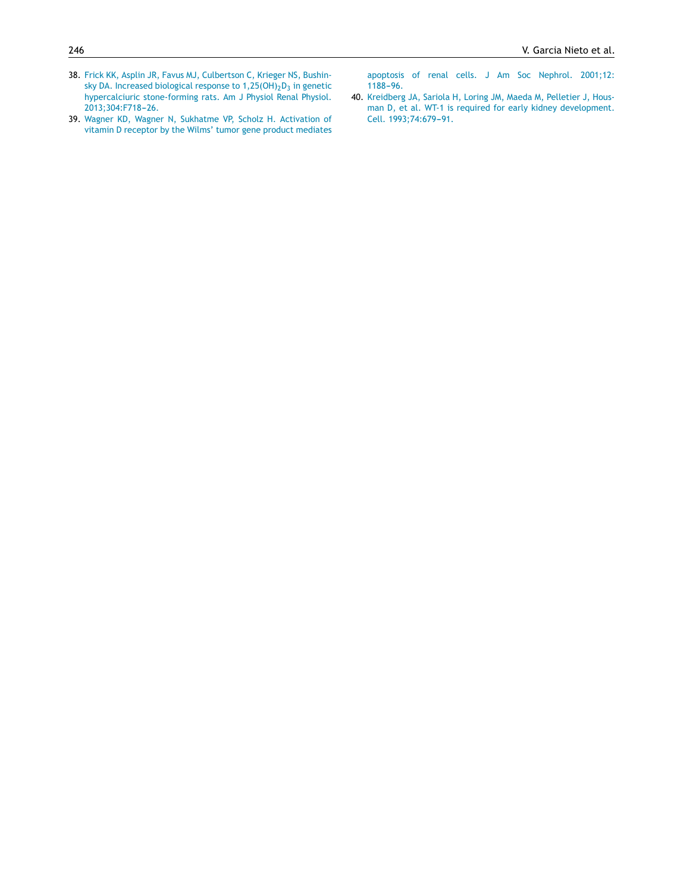38. Frick KK, Asplin JR, Favus MJ, Culbertson C, Krieger NS, Bushinsky DA. Increased biological response to $1,25(OH)_2D_3$ in genetic hypercalciuric stone-forming rats. Am J Physiol Renal Physiol. 2013;304:F718–26.
39. Wagner KD, Wagner N, Sukhatme VP, Scholz H. Activation of vitamin D receptor by the Wilms' tumor gene product mediates apoptosis of renal cells. J Am Soc Nephrol. 2001;12:1188–96.
40. Kreidberg JA, Sariola H, Loring JM, Maeda M, Pelletier J, Housman D, et al. WT-1 is required for early kidney development. Cell. 1993;74:679–91.